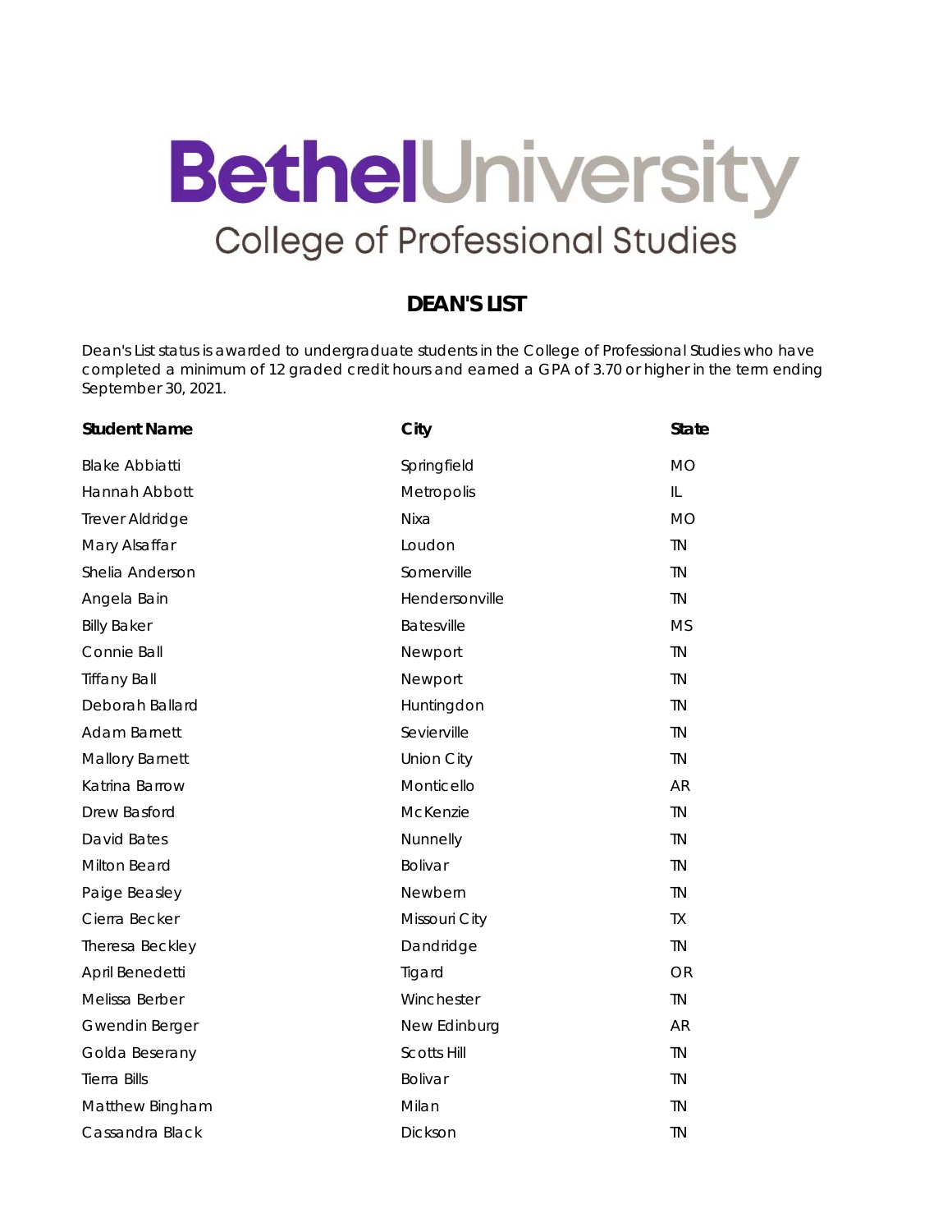# Bethel University
## College of Professional Studies

## DEAN'S LIST

Dean's List status is awarded to undergraduate students in the College of Professional Studies who have completed a minimum of 12 graded credit hours and earned a GPA of 3.70 or higher in the term ending September 30, 2021.

| Student Name | City | State |
| --- | --- | --- |
| Blake Abbiatti | Springfield | MO |
| Hannah Abbott | Metropolis | IL |
| Trever Aldridge | Nixa | MO |
| Mary Alsaffar | Loudon | TN |
| Shelia Anderson | Somerville | TN |
| Angela Bain | Hendersonville | TN |
| Billy Baker | Batesville | MS |
| Connie Ball | Newport | TN |
| Tiffany Ball | Newport | TN |
| Deborah Ballard | Huntingdon | TN |
| Adam Barnett | Sevierville | TN |
| Mallory Barnett | Union City | TN |
| Katrina Barrow | Monticello | AR |
| Drew Basford | McKenzie | TN |
| David Bates | Nunnelly | TN |
| Milton Beard | Bolivar | TN |
| Paige Beasley | Newbern | TN |
| Cierra Becker | Missouri City | TX |
| Theresa Beckley | Dandridge | TN |
| April Benedetti | Tigard | OR |
| Melissa Berber | Winchester | TN |
| Gwendin Berger | New Edinburg | AR |
| Golda Beserany | Scotts Hill | TN |
| Tierra Bills | Bolivar | TN |
| Matthew Bingham | Milan | TN |
| Cassandra Black | Dickson | TN |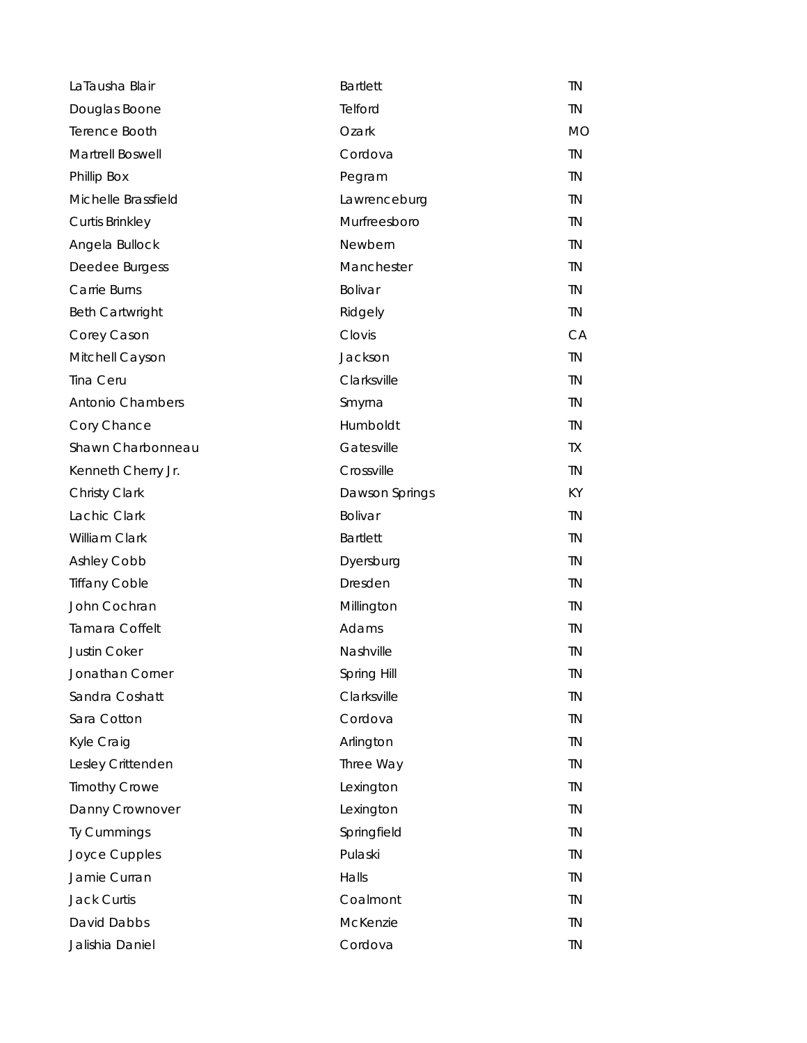| | | |
|---|---|---|
| LaTausha Blair | Bartlett | TN |
| Douglas Boone | Telford | TN |
| Terence Booth | Ozark | MO |
| Martrell Boswell | Cordova | TN |
| Phillip Box | Pegram | TN |
| Michelle Brassfield | Lawrenceburg | TN |
| Curtis Brinkley | Murfreesboro | TN |
| Angela Bullock | Newbern | TN |
| Deedee Burgess | Manchester | TN |
| Carrie Burns | Bolivar | TN |
| Beth Cartwright | Ridgely | TN |
| Corey Cason | Clovis | CA |
| Mitchell Cayson | Jackson | TN |
| Tina Ceru | Clarksville | TN |
| Antonio Chambers | Smyrna | TN |
| Cory Chance | Humboldt | TN |
| Shawn Charbonneau | Gatesville | TX |
| Kenneth Cherry Jr. | Crossville | TN |
| Christy Clark | Dawson Springs | KY |
| Lachic Clark | Bolivar | TN |
| William Clark | Bartlett | TN |
| Ashley Cobb | Dyersburg | TN |
| Tiffany Coble | Dresden | TN |
| John Cochran | Millington | TN |
| Tamara Coffelt | Adams | TN |
| Justin Coker | Nashville | TN |
| Jonathan Corner | Spring Hill | TN |
| Sandra Coshatt | Clarksville | TN |
| Sara Cotton | Cordova | TN |
| Kyle Craig | Arlington | TN |
| Lesley Crittenden | Three Way | TN |
| Timothy Crowe | Lexington | TN |
| Danny Crownover | Lexington | TN |
| Ty Cummings | Springfield | TN |
| Joyce Cupples | Pulaski | TN |
| Jamie Curran | Halls | TN |
| Jack Curtis | Coalmont | TN |
| David Dabbs | McKenzie | TN |
| Jalishia Daniel | Cordova | TN |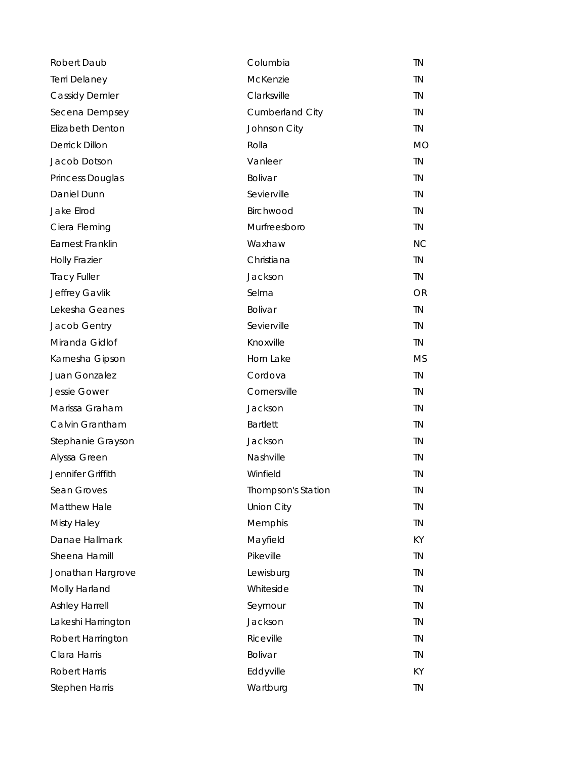| | | |
|---|---|---|
| Robert Daub | Columbia | TN |
| Terri Delaney | McKenzie | TN |
| Cassidy Demler | Clarksville | TN |
| Secena Dempsey | Cumberland City | TN |
| Elizabeth Denton | Johnson City | TN |
| Derrick Dillon | Rolla | MO |
| Jacob Dotson | Vanleer | TN |
| Princess Douglas | Bolivar | TN |
| Daniel Dunn | Sevierville | TN |
| Jake Elrod | Birchwood | TN |
| Ciera Fleming | Murfreesboro | TN |
| Earnest Franklin | Waxhaw | NC |
| Holly Frazier | Christiana | TN |
| Tracy Fuller | Jackson | TN |
| Jeffrey Gavlik | Selma | OR |
| Lekesha Geanes | Bolivar | TN |
| Jacob Gentry | Sevierville | TN |
| Miranda Gidlof | Knoxville | TN |
| Karnesha Gipson | Horn Lake | MS |
| Juan Gonzalez | Cordova | TN |
| Jessie Gower | Cornersville | TN |
| Marissa Graham | Jackson | TN |
| Calvin Grantham | Bartlett | TN |
| Stephanie Grayson | Jackson | TN |
| Alyssa Green | Nashville | TN |
| Jennifer Griffith | Winfield | TN |
| Sean Groves | Thompson's Station | TN |
| Matthew Hale | Union City | TN |
| Misty Haley | Memphis | TN |
| Danae Hallmark | Mayfield | KY |
| Sheena Hamill | Pikeville | TN |
| Jonathan Hargrove | Lewisburg | TN |
| Molly Harland | Whiteside | TN |
| Ashley Harrell | Seymour | TN |
| Lakeshi Harrington | Jackson | TN |
| Robert Harrington | Riceville | TN |
| Clara Harris | Bolivar | TN |
| Robert Harris | Eddyville | KY |
| Stephen Harris | Wartburg | TN |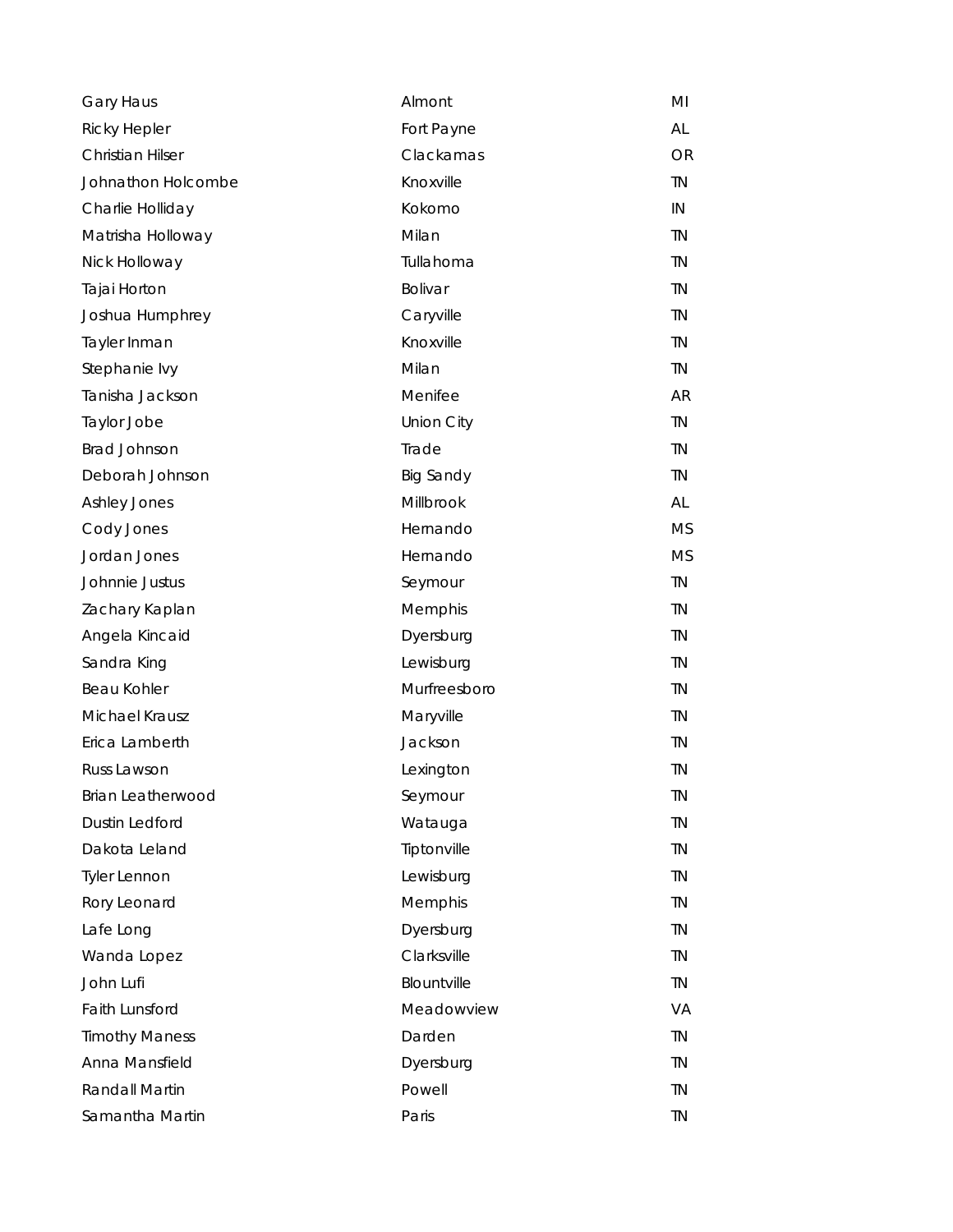| | | |
|---|---|---|
| Gary Haus | Almont | MI |
| Ricky Hepler | Fort Payne | AL |
| Christian Hilser | Clackamas | OR |
| Johnathon Holcombe | Knoxville | TN |
| Charlie Holliday | Kokomo | IN |
| Matrisha Holloway | Milan | TN |
| Nick Holloway | Tullahoma | TN |
| Tajai Horton | Bolivar | TN |
| Joshua Humphrey | Caryville | TN |
| Tayler Inman | Knoxville | TN |
| Stephanie Ivy | Milan | TN |
| Tanisha Jackson | Menifee | AR |
| Taylor Jobe | Union City | TN |
| Brad Johnson | Trade | TN |
| Deborah Johnson | Big Sandy | TN |
| Ashley Jones | Millbrook | AL |
| Cody Jones | Hernando | MS |
| Jordan Jones | Hernando | MS |
| Johnnie Justus | Seymour | TN |
| Zachary Kaplan | Memphis | TN |
| Angela Kincaid | Dyersburg | TN |
| Sandra King | Lewisburg | TN |
| Beau Kohler | Murfreesboro | TN |
| Michael Krausz | Maryville | TN |
| Erica Lamberth | Jackson | TN |
| Russ Lawson | Lexington | TN |
| Brian Leatherwood | Seymour | TN |
| Dustin Ledford | Watauga | TN |
| Dakota Leland | Tiptonville | TN |
| Tyler Lennon | Lewisburg | TN |
| Rory Leonard | Memphis | TN |
| Lafe Long | Dyersburg | TN |
| Wanda Lopez | Clarksville | TN |
| John Lufi | Blountville | TN |
| Faith Lunsford | Meadowview | VA |
| Timothy Maness | Darden | TN |
| Anna Mansfield | Dyersburg | TN |
| Randall Martin | Powell | TN |
| Samantha Martin | Paris | TN |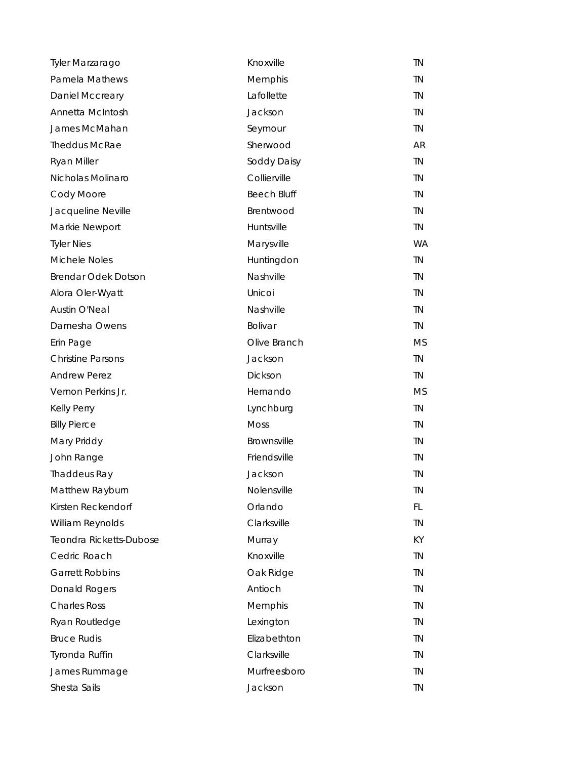| | | |
|---|---|---|
| Tyler Marzarago | Knoxville | TN |
| Pamela Mathews | Memphis | TN |
| Daniel Mccreary | Lafollette | TN |
| Annetta McIntosh | Jackson | TN |
| James McMahan | Seymour | TN |
| Theddus McRae | Sherwood | AR |
| Ryan Miller | Soddy Daisy | TN |
| Nicholas Molinaro | Collierville | TN |
| Cody Moore | Beech Bluff | TN |
| Jacqueline Neville | Brentwood | TN |
| Markie Newport | Huntsville | TN |
| Tyler Nies | Marysville | WA |
| Michele Noles | Huntingdon | TN |
| Brendar Odek Dotson | Nashville | TN |
| Alora Oler-Wyatt | Unicoi | TN |
| Austin O'Neal | Nashville | TN |
| Darnesha Owens | Bolivar | TN |
| Erin Page | Olive Branch | MS |
| Christine Parsons | Jackson | TN |
| Andrew Perez | Dickson | TN |
| Vernon Perkins Jr. | Hernando | MS |
| Kelly Perry | Lynchburg | TN |
| Billy Pierce | Moss | TN |
| Mary Priddy | Brownsville | TN |
| John Range | Friendsville | TN |
| Thaddeus Ray | Jackson | TN |
| Matthew Rayburn | Nolensville | TN |
| Kirsten Reckendorf | Orlando | FL |
| William Reynolds | Clarksville | TN |
| Teondra Ricketts-Dubose | Murray | KY |
| Cedric Roach | Knoxville | TN |
| Garrett Robbins | Oak Ridge | TN |
| Donald Rogers | Antioch | TN |
| Charles Ross | Memphis | TN |
| Ryan Routledge | Lexington | TN |
| Bruce Rudis | Elizabethton | TN |
| Tyronda Ruffin | Clarksville | TN |
| James Rummage | Murfreesboro | TN |
| Shesta Sails | Jackson | TN |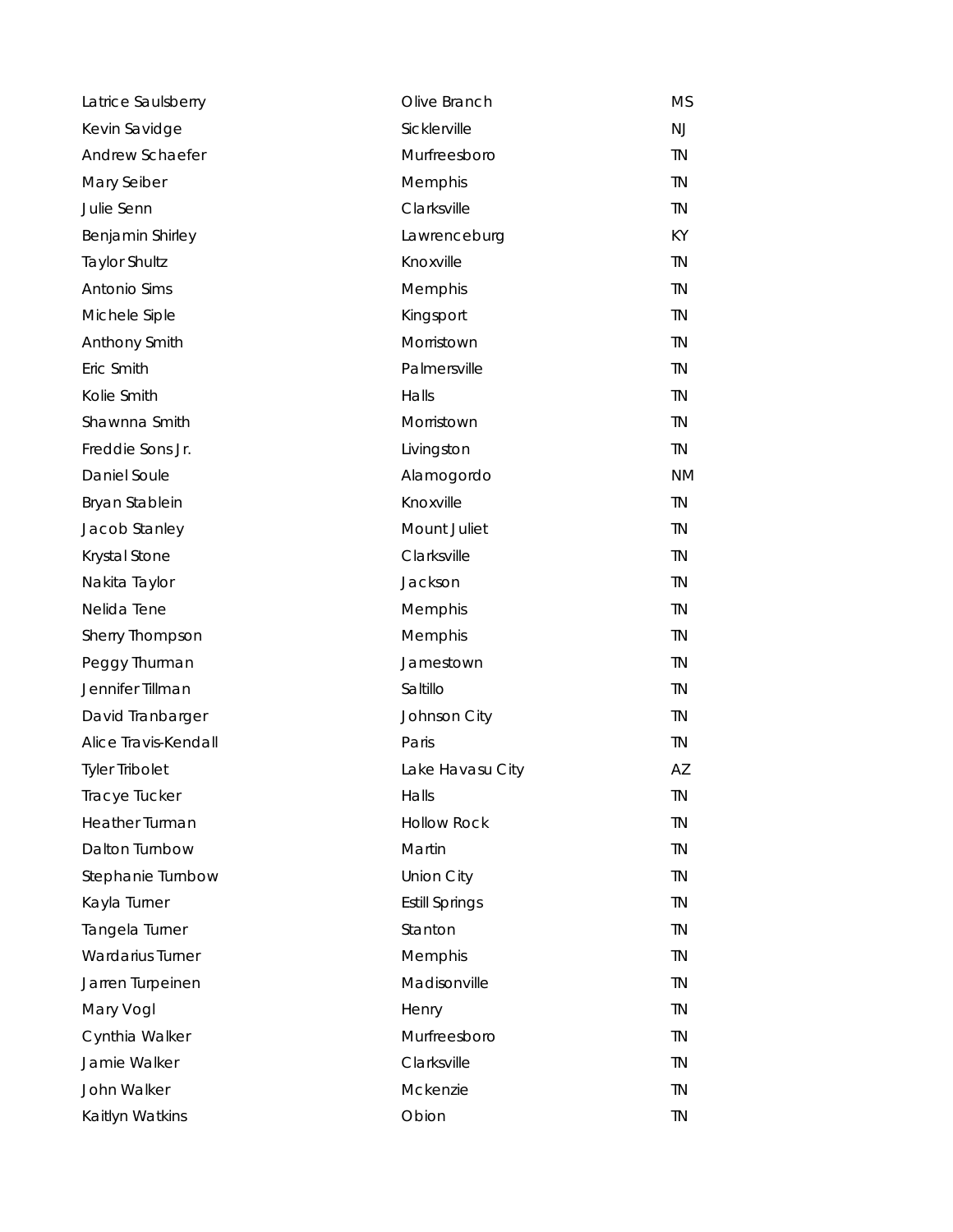| | | |
|---|---|---|
| Latrice Saulsberry | Olive Branch | MS |
| Kevin Savidge | Sicklerville | NJ |
| Andrew Schaefer | Murfreesboro | TN |
| Mary Seiber | Memphis | TN |
| Julie Senn | Clarksville | TN |
| Benjamin Shirley | Lawrenceburg | KY |
| Taylor Shultz | Knoxville | TN |
| Antonio Sims | Memphis | TN |
| Michele Siple | Kingsport | TN |
| Anthony Smith | Morristown | TN |
| Eric Smith | Palmersville | TN |
| Kolie Smith | Halls | TN |
| Shawnna Smith | Morristown | TN |
| Freddie Sons Jr. | Livingston | TN |
| Daniel Soule | Alamogordo | NM |
| Bryan Stablein | Knoxville | TN |
| Jacob Stanley | Mount Juliet | TN |
| Krystal Stone | Clarksville | TN |
| Nakita Taylor | Jackson | TN |
| Nelida Tene | Memphis | TN |
| Sherry Thompson | Memphis | TN |
| Peggy Thurman | Jamestown | TN |
| Jennifer Tillman | Saltillo | TN |
| David Tranbarger | Johnson City | TN |
| Alice Travis-Kendall | Paris | TN |
| Tyler Tribolet | Lake Havasu City | AZ |
| Tracye Tucker | Halls | TN |
| Heather Turman | Hollow Rock | TN |
| Dalton Turnbow | Martin | TN |
| Stephanie Turnbow | Union City | TN |
| Kayla Turner | Estill Springs | TN |
| Tangela Turner | Stanton | TN |
| Wardarius Turner | Memphis | TN |
| Jarren Turpeinen | Madisonville | TN |
| Mary Vogl | Henry | TN |
| Cynthia Walker | Murfreesboro | TN |
| Jamie Walker | Clarksville | TN |
| John Walker | Mckenzie | TN |
| Kaitlyn Watkins | Obion | TN |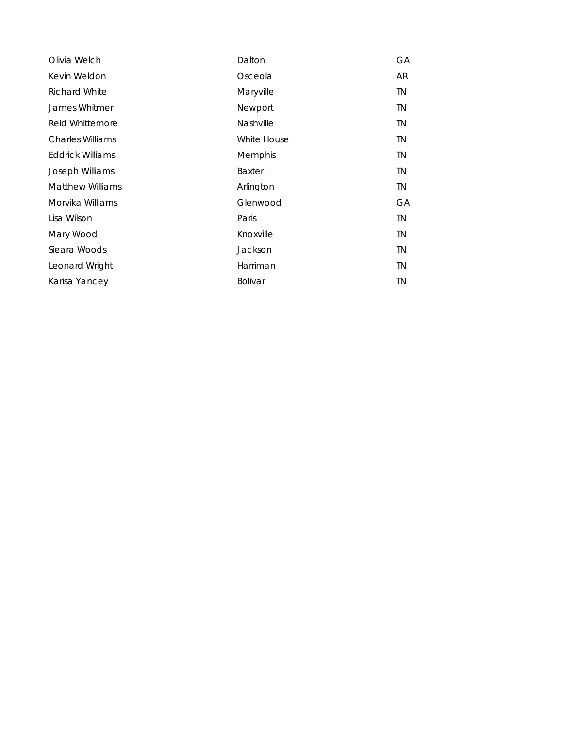| | | |
|---|---|---|
| Olivia Welch | Dalton | GA |
| Kevin Weldon | Osceola | AR |
| Richard White | Maryville | TN |
| James Whitmer | Newport | TN |
| Reid Whittemore | Nashville | TN |
| Charles Williams | White House | TN |
| Eddrick Williams | Memphis | TN |
| Joseph Williams | Baxter | TN |
| Matthew Williams | Arlington | TN |
| Morvika Williams | Glenwood | GA |
| Lisa Wilson | Paris | TN |
| Mary Wood | Knoxville | TN |
| Sieara Woods | Jackson | TN |
| Leonard Wright | Harriman | TN |
| Karisa Yancey | Bolivar | TN |